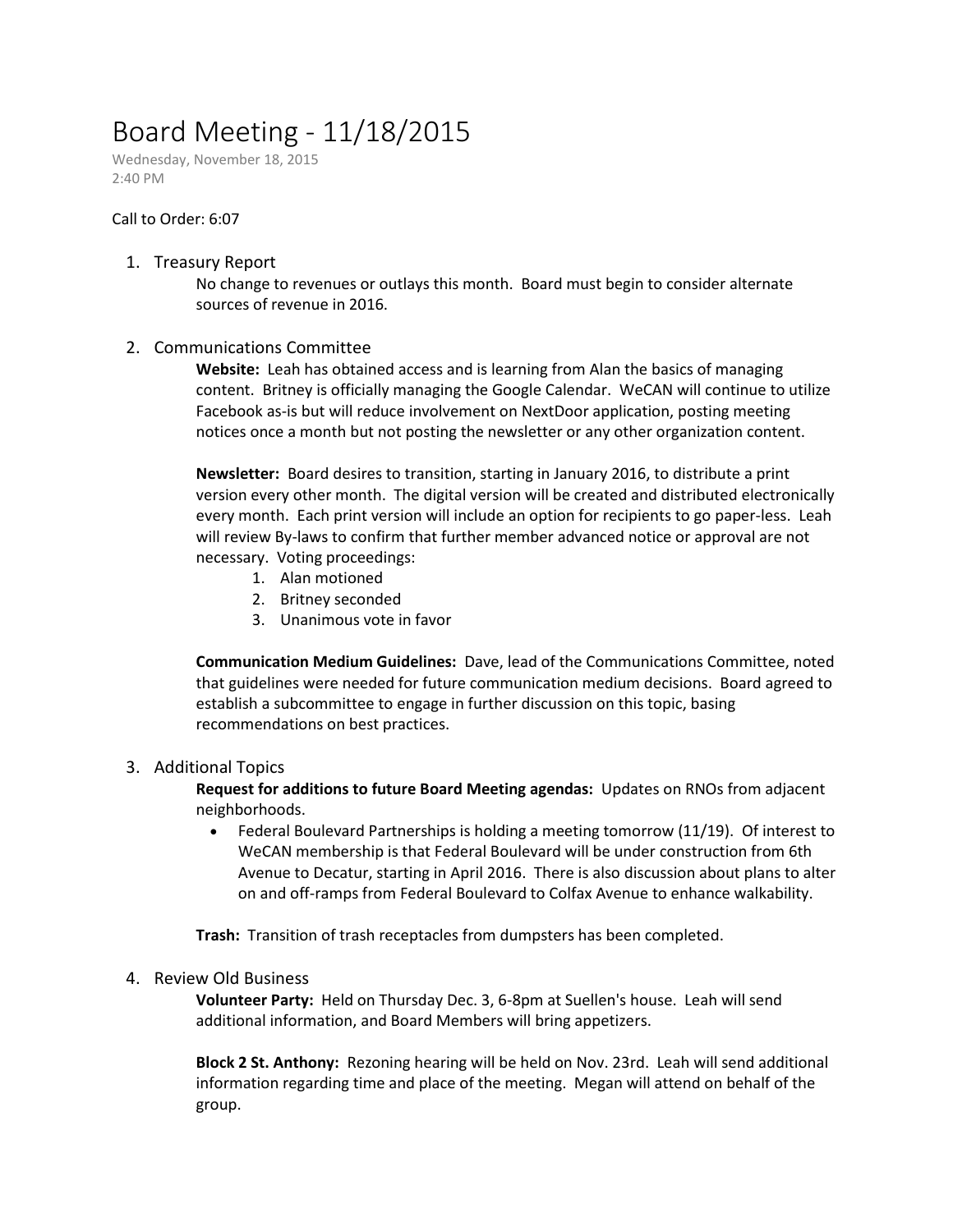# Board Meeting - 11/18/2015

Wednesday, November 18, 2015
2:40 PM

Call to Order: 6:07

1. Treasury Report

    No change to revenues or outlays this month. Board must begin to consider alternate sources of revenue in 2016.

2. Communications Committee

    **Website:** Leah has obtained access and is learning from Alan the basics of managing content. Britney is officially managing the Google Calendar. WeCAN will continue to utilize Facebook as-is but will reduce involvement on NextDoor application, posting meeting notices once a month but not posting the newsletter or any other organization content.

    **Newsletter:** Board desires to transition, starting in January 2016, to distribute a print version every other month. The digital version will be created and distributed electronically every month. Each print version will include an option for recipients to go paper-less. Leah will review By-laws to confirm that further member advanced notice or approval are not necessary. Voting proceedings:

    1. Alan motioned
    2. Britney seconded
    3. Unanimous vote in favor

    **Communication Medium Guidelines:** Dave, lead of the Communications Committee, noted that guidelines were needed for future communication medium decisions. Board agreed to establish a subcommittee to engage in further discussion on this topic, basing recommendations on best practices.

3. Additional Topics

    **Request for additions to future Board Meeting agendas:** Updates on RNOs from adjacent neighborhoods.

    - Federal Boulevard Partnerships is holding a meeting tomorrow (11/19). Of interest to WeCAN membership is that Federal Boulevard will be under construction from 6th Avenue to Decatur, starting in April 2016. There is also discussion about plans to alter on and off-ramps from Federal Boulevard to Colfax Avenue to enhance walkability.

    **Trash:** Transition of trash receptacles from dumpsters has been completed.

4. Review Old Business

    **Volunteer Party:** Held on Thursday Dec. 3, 6-8pm at Suellen's house. Leah will send additional information, and Board Members will bring appetizers.

    **Block 2 St. Anthony:** Rezoning hearing will be held on Nov. 23rd. Leah will send additional information regarding time and place of the meeting. Megan will attend on behalf of the group.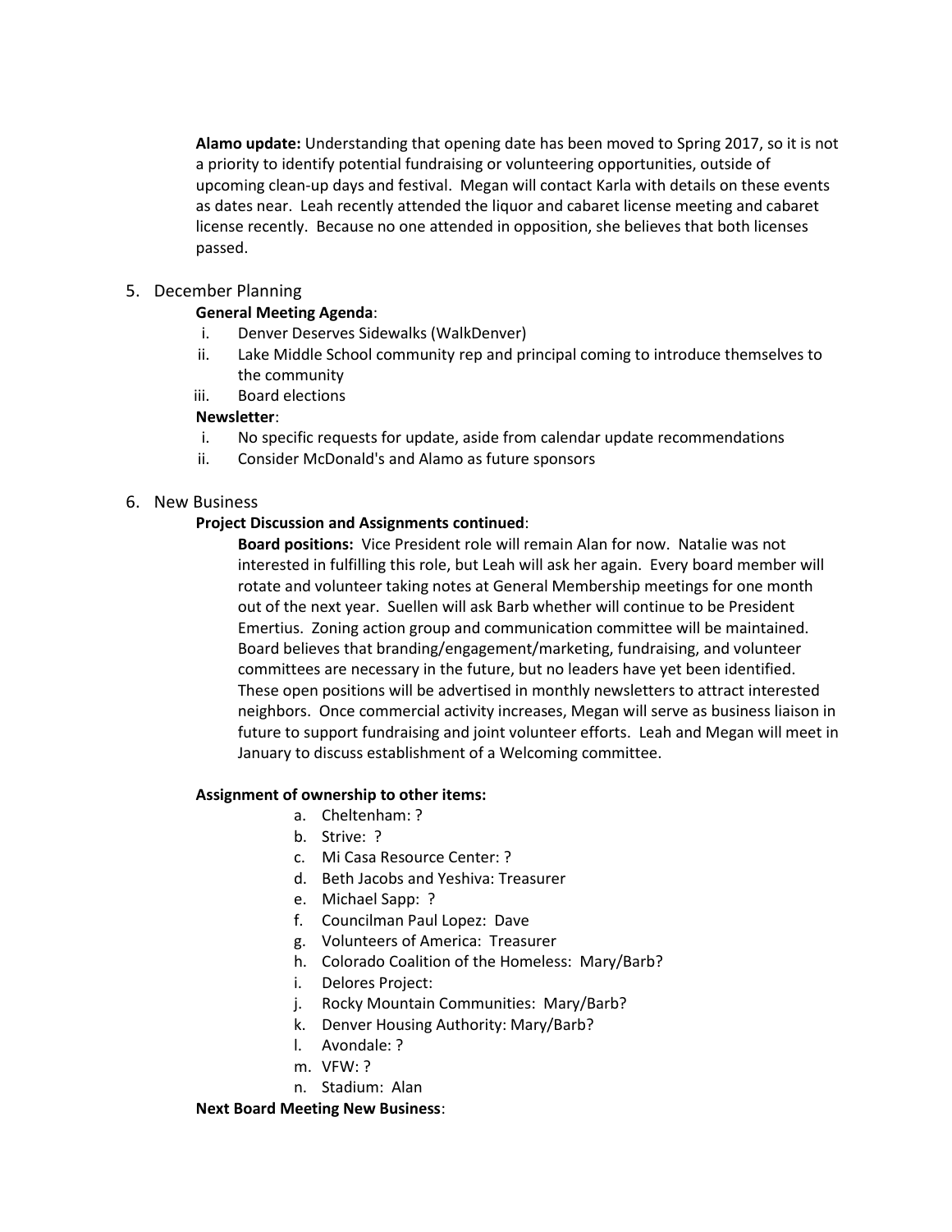**Alamo update:** Understanding that opening date has been moved to Spring 2017, so it is not a priority to identify potential fundraising or volunteering opportunities, outside of upcoming clean-up days and festival. Megan will contact Karla with details on these events as dates near. Leah recently attended the liquor and cabaret license meeting and cabaret license recently. Because no one attended in opposition, she believes that both licenses passed.

5. December Planning

   **General Meeting Agenda**:

   i. Denver Deserves Sidewalks (WalkDenver)
   ii. Lake Middle School community rep and principal coming to introduce themselves to the community
   iii. Board elections

   **Newsletter**:

   i. No specific requests for update, aside from calendar update recommendations
   ii. Consider McDonald's and Alamo as future sponsors

6. New Business

   **Project Discussion and Assignments continued**:

   **Board positions:** Vice President role will remain Alan for now. Natalie was not interested in fulfilling this role, but Leah will ask her again. Every board member will rotate and volunteer taking notes at General Membership meetings for one month out of the next year. Suellen will ask Barb whether will continue to be President Emertius. Zoning action group and communication committee will be maintained. Board believes that branding/engagement/marketing, fundraising, and volunteer committees are necessary in the future, but no leaders have yet been identified. These open positions will be advertised in monthly newsletters to attract interested neighbors. Once commercial activity increases, Megan will serve as business liaison in future to support fundraising and joint volunteer efforts. Leah and Megan will meet in January to discuss establishment of a Welcoming committee.

   **Assignment of ownership to other items:**

   a. Cheltenham: ?
   b. Strive: ?
   c. Mi Casa Resource Center: ?
   d. Beth Jacobs and Yeshiva: Treasurer
   e. Michael Sapp: ?
   f. Councilman Paul Lopez: Dave
   g. Volunteers of America: Treasurer
   h. Colorado Coalition of the Homeless: Mary/Barb?
   i. Delores Project:
   j. Rocky Mountain Communities: Mary/Barb?
   k. Denver Housing Authority: Mary/Barb?
   l. Avondale: ?
   m. VFW: ?
   n. Stadium: Alan

   **Next Board Meeting New Business**: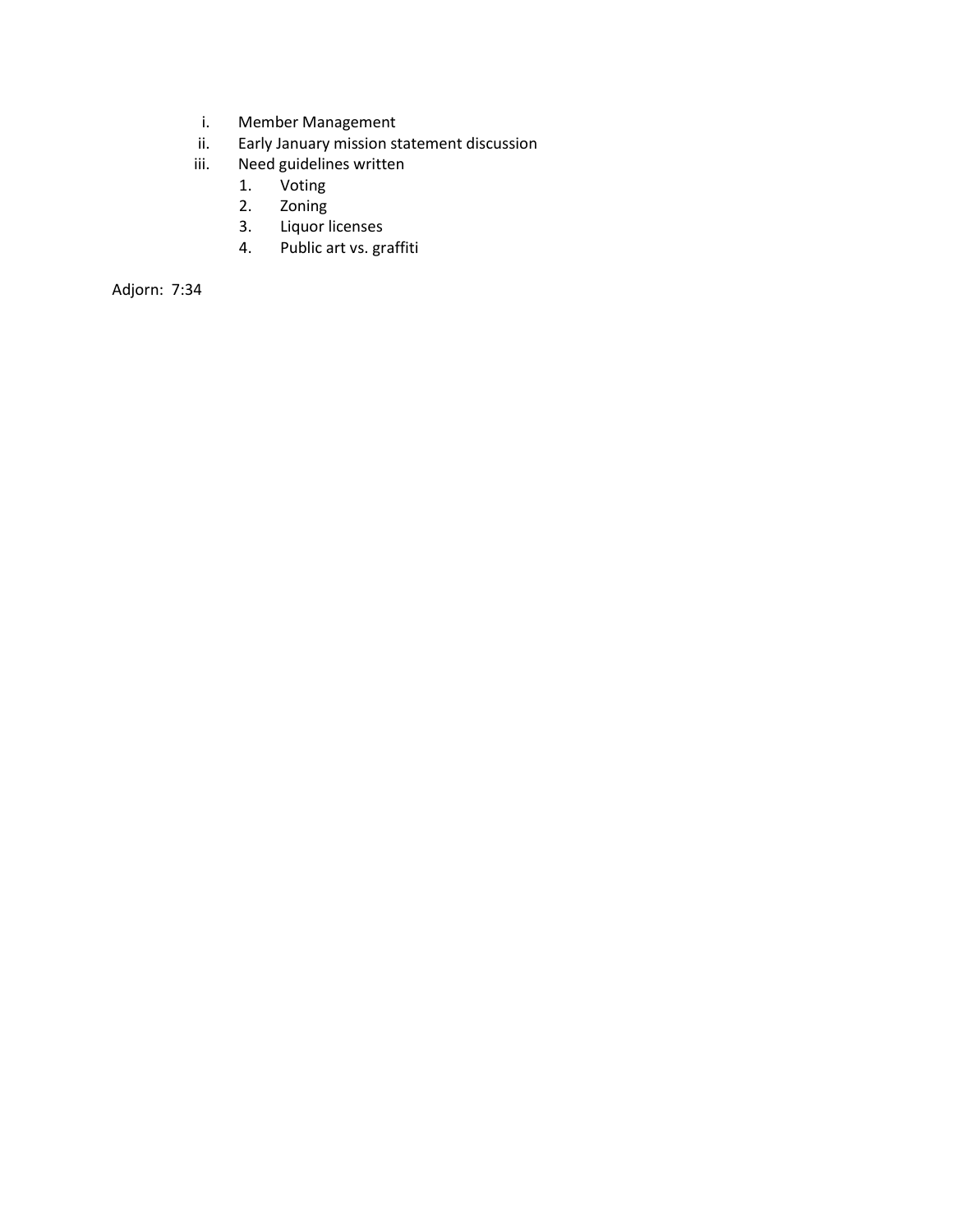i. Member Management
ii. Early January mission statement discussion
iii. Need guidelines written
    1. Voting
    2. Zoning
    3. Liquor licenses
    4. Public art vs. graffiti

Adjorn: 7:34